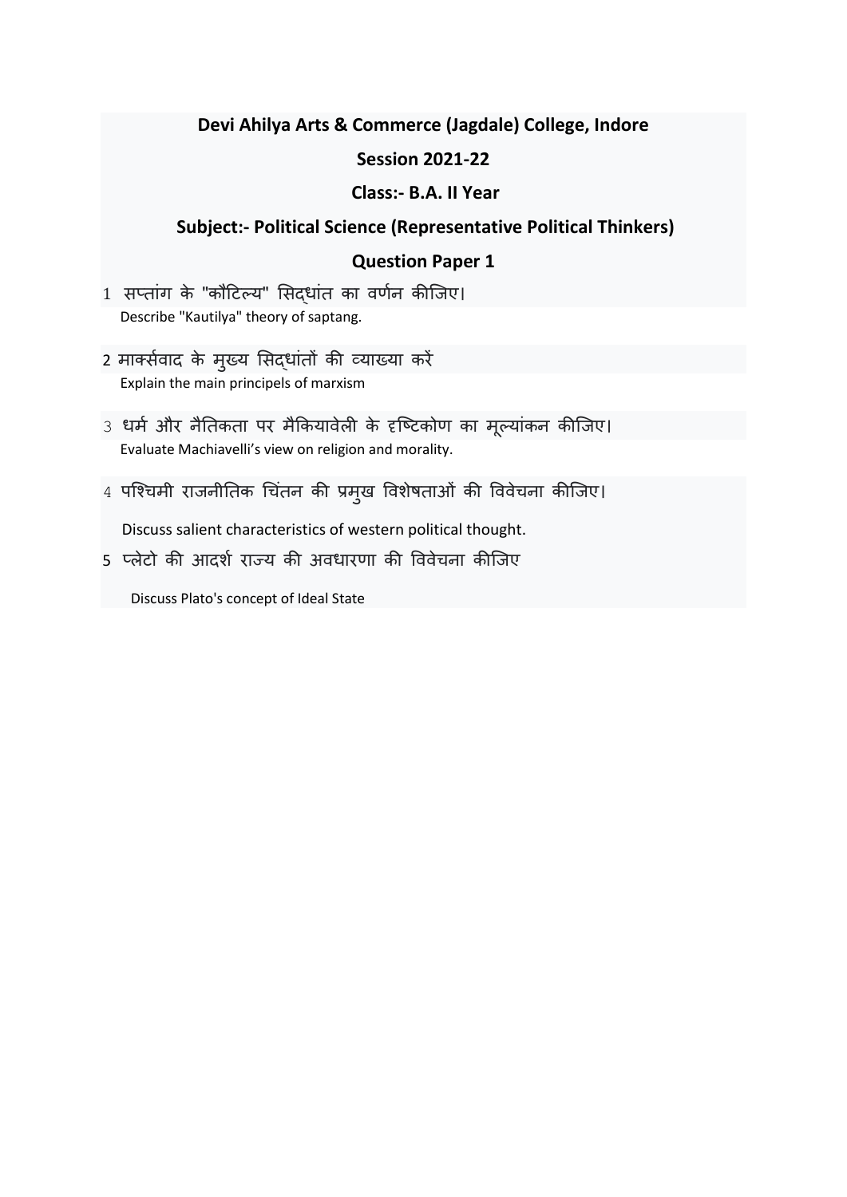## Devi Ahilya Arts & Commerce (Jagdale) College, Indore

## Session 2021-22

## Class:- B.A. II Year

## Subject:- Political Science (Representative Political Thinkers)

## Question Paper 1

1 सप्तांग के "कौटिल्य" सिद्धांत का वर्णन कीजिए।
Describe "Kautilya" theory of saptang.

2 मार्क्सवाद के मुख्य सिद्धांतों की व्याख्या करें
Explain the main principels of marxism

3 धर्म और नैतिकता पर मैकियावेली के दृष्टिकोण का मूल्यांकन कीजिए।
Evaluate Machiavelli's view on religion and morality.

4 पश्चिमी राजनीतिक चिंतन की प्रमुख विशेषताओं की विवेचना कीजिए।

Discuss salient characteristics of western political thought.

5 प्लेटो की आदर्श राज्य की अवधारणा की विवेचना कीजिए

Discuss Plato's concept of Ideal State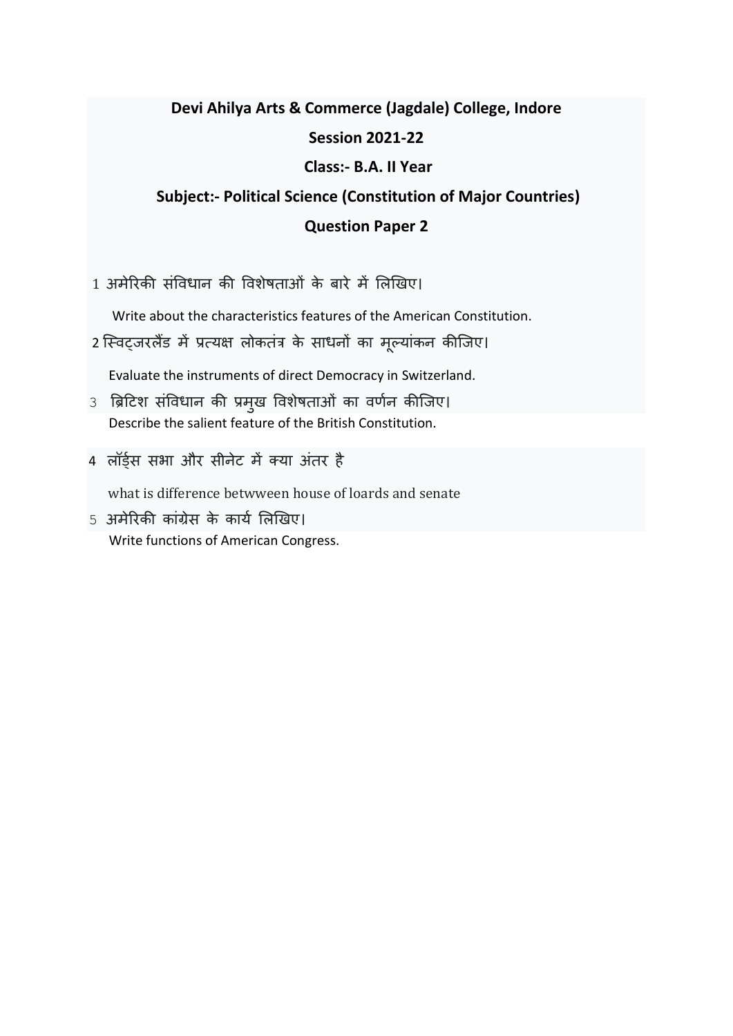**Devi Ahilya Arts & Commerce (Jagdale) College, Indore**

**Session 2021-22**

**Class:- B.A. II Year**

**Subject:- Political Science (Constitution of Major Countries)**

**Question Paper 2**

1 अमेरिकी संविधान की विशेषताओं के बारे में लिखिए।

Write about the characteristics features of the American Constitution.

2 स्विट्जरलैंड में प्रत्यक्ष लोकतंत्र के साधनों का मूल्यांकन कीजिए।

Evaluate the instruments of direct Democracy in Switzerland.

3 ब्रिटिश संविधान की प्रमुख विशेषताओं का वर्णन कीजिए।

Describe the salient feature of the British Constitution.

4 लॉर्ड्स सभा और सीनेट में क्या अंतर है

what is difference betwween house of loards and senate

5 अमेरिकी कांग्रेस के कार्य लिखिए।

Write functions of American Congress.